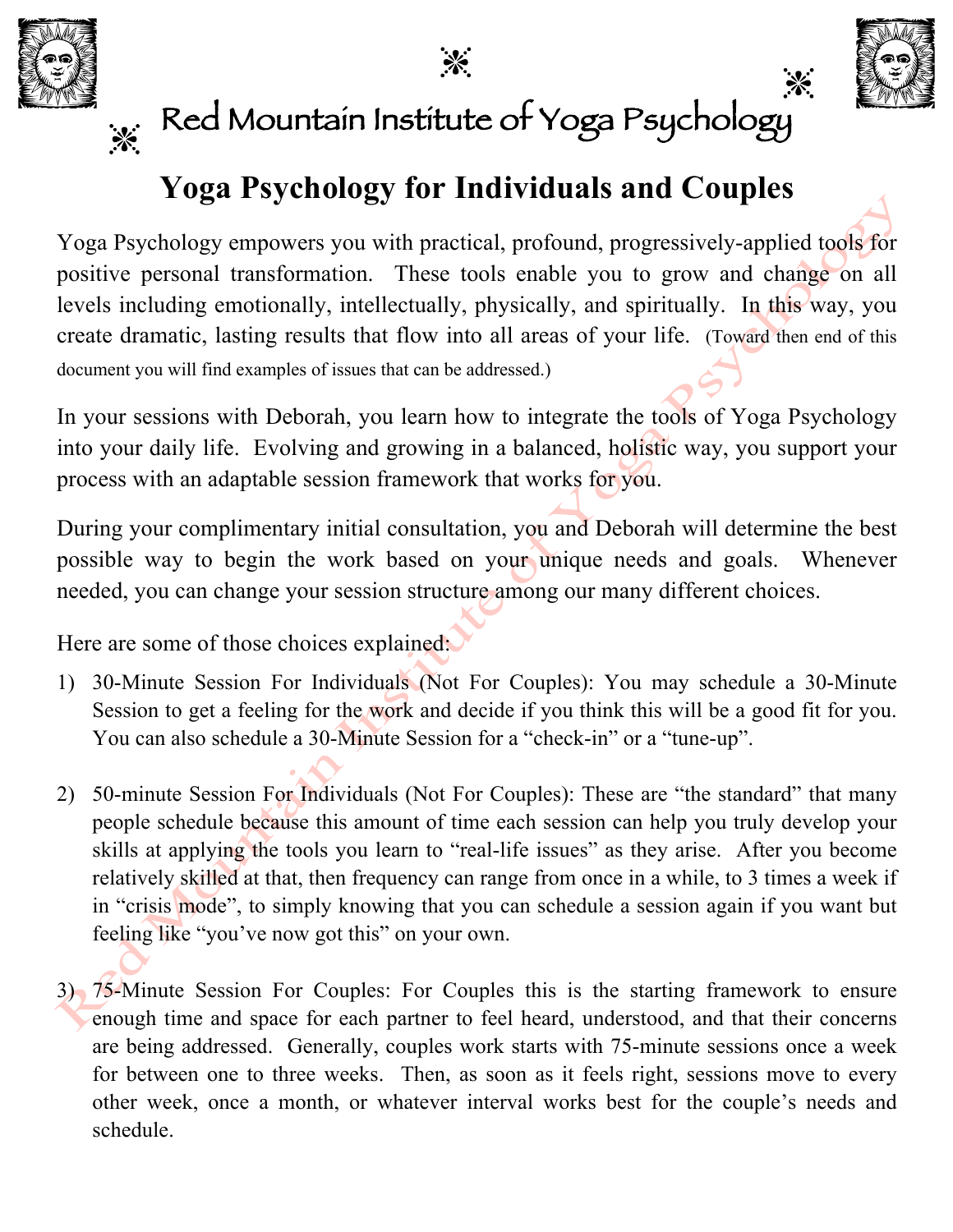# Red Mountain Institute of Yoga Psychology

## Yoga Psychology for Individuals and Couples

Yoga Psychology empowers you with practical, profound, progressively-applied tools for positive personal transformation. These tools enable you to grow and change on all levels including emotionally, intellectually, physically, and spiritually. In this way, you create dramatic, lasting results that flow into all areas of your life. (Toward then end of this document you will find examples of issues that can be addressed.)

In your sessions with Deborah, you learn how to integrate the tools of Yoga Psychology into your daily life. Evolving and growing in a balanced, holistic way, you support your process with an adaptable session framework that works for you.

During your complimentary initial consultation, you and Deborah will determine the best possible way to begin the work based on your unique needs and goals. Whenever needed, you can change your session structure among our many different choices.

Here are some of those choices explained:

1) 30-Minute Session For Individuals (Not For Couples): You may schedule a 30-Minute Session to get a feeling for the work and decide if you think this will be a good fit for you. You can also schedule a 30-Minute Session for a "check-in" or a "tune-up".

2) 50-minute Session For Individuals (Not For Couples): These are "the standard" that many people schedule because this amount of time each session can help you truly develop your skills at applying the tools you learn to "real-life issues" as they arise. After you become relatively skilled at that, then frequency can range from once in a while, to 3 times a week if in "crisis mode", to simply knowing that you can schedule a session again if you want but feeling like "you've now got this" on your own.

3) 75-Minute Session For Couples: For Couples this is the starting framework to ensure enough time and space for each partner to feel heard, understood, and that their concerns are being addressed. Generally, couples work starts with 75-minute sessions once a week for between one to three weeks. Then, as soon as it feels right, sessions move to every other week, once a month, or whatever interval works best for the couple's needs and schedule.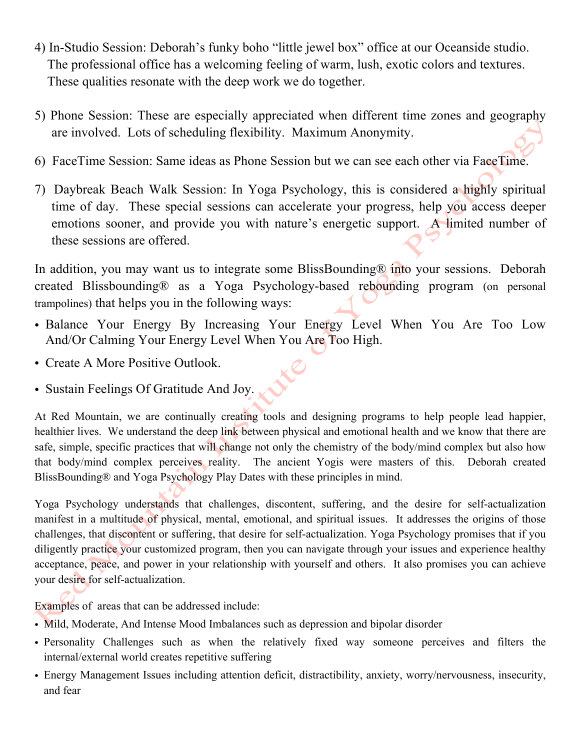4) In-Studio Session: Deborah's funky boho "little jewel box" office at our Oceanside studio. The professional office has a welcoming feeling of warm, lush, exotic colors and textures. These qualities resonate with the deep work we do together.

5) Phone Session: These are especially appreciated when different time zones and geography are involved. Lots of scheduling flexibility. Maximum Anonymity.

6) FaceTime Session: Same ideas as Phone Session but we can see each other via FaceTime.

7) Daybreak Beach Walk Session: In Yoga Psychology, this is considered a highly spiritual time of day. These special sessions can accelerate your progress, help you access deeper emotions sooner, and provide you with nature's energetic support. A limited number of these sessions are offered.

In addition, you may want us to integrate some BlissBounding® into your sessions. Deborah created Blissbounding® as a Yoga Psychology-based rebounding program (on personal trampolines) that helps you in the following ways:

- Balance Your Energy By Increasing Your Energy Level When You Are Too Low And/Or Calming Your Energy Level When You Are Too High.
- Create A More Positive Outlook.
- Sustain Feelings Of Gratitude And Joy.

At Red Mountain, we are continually creating tools and designing programs to help people lead happier, healthier lives. We understand the deep link between physical and emotional health and we know that there are safe, simple, specific practices that will change not only the chemistry of the body/mind complex but also how that body/mind complex perceives reality. The ancient Yogis were masters of this. Deborah created BlissBounding® and Yoga Psychology Play Dates with these principles in mind.

Yoga Psychology understands that challenges, discontent, suffering, and the desire for self-actualization manifest in a multitude of physical, mental, emotional, and spiritual issues. It addresses the origins of those challenges, that discontent or suffering, that desire for self-actualization. Yoga Psychology promises that if you diligently practice your customized program, then you can navigate through your issues and experience healthy acceptance, peace, and power in your relationship with yourself and others. It also promises you can achieve your desire for self-actualization.

Examples of areas that can be addressed include:

- Mild, Moderate, And Intense Mood Imbalances such as depression and bipolar disorder
- Personality Challenges such as when the relatively fixed way someone perceives and filters the internal/external world creates repetitive suffering
- Energy Management Issues including attention deficit, distractibility, anxiety, worry/nervousness, insecurity, and fear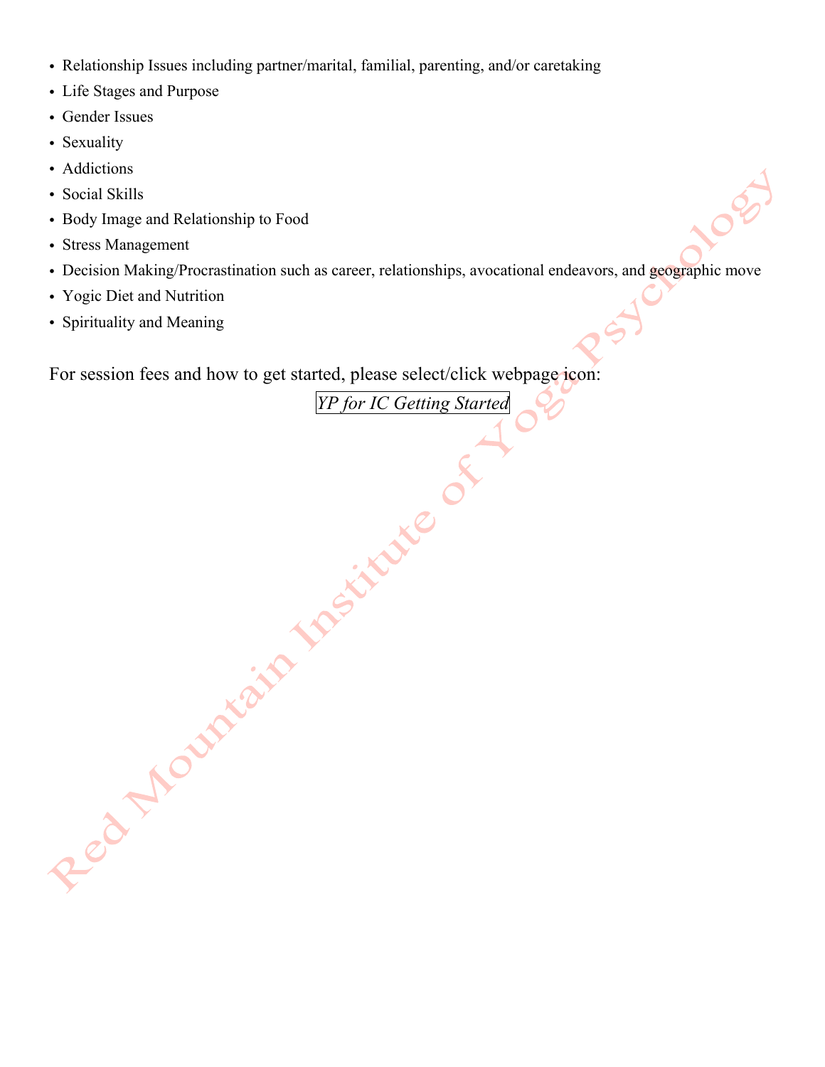- Relationship Issues including partner/marital, familial, parenting, and/or caretaking
- Life Stages and Purpose
- Gender Issues
- Sexuality
- Addictions
- Social Skills
- Body Image and Relationship to Food
- Stress Management
- Decision Making/Procrastination such as career, relationships, avocational endeavors, and geographic move
- Yogic Diet and Nutrition
- Spirituality and Meaning

For session fees and how to get started, please select/click webpage icon:

*YP for IC Getting Started*